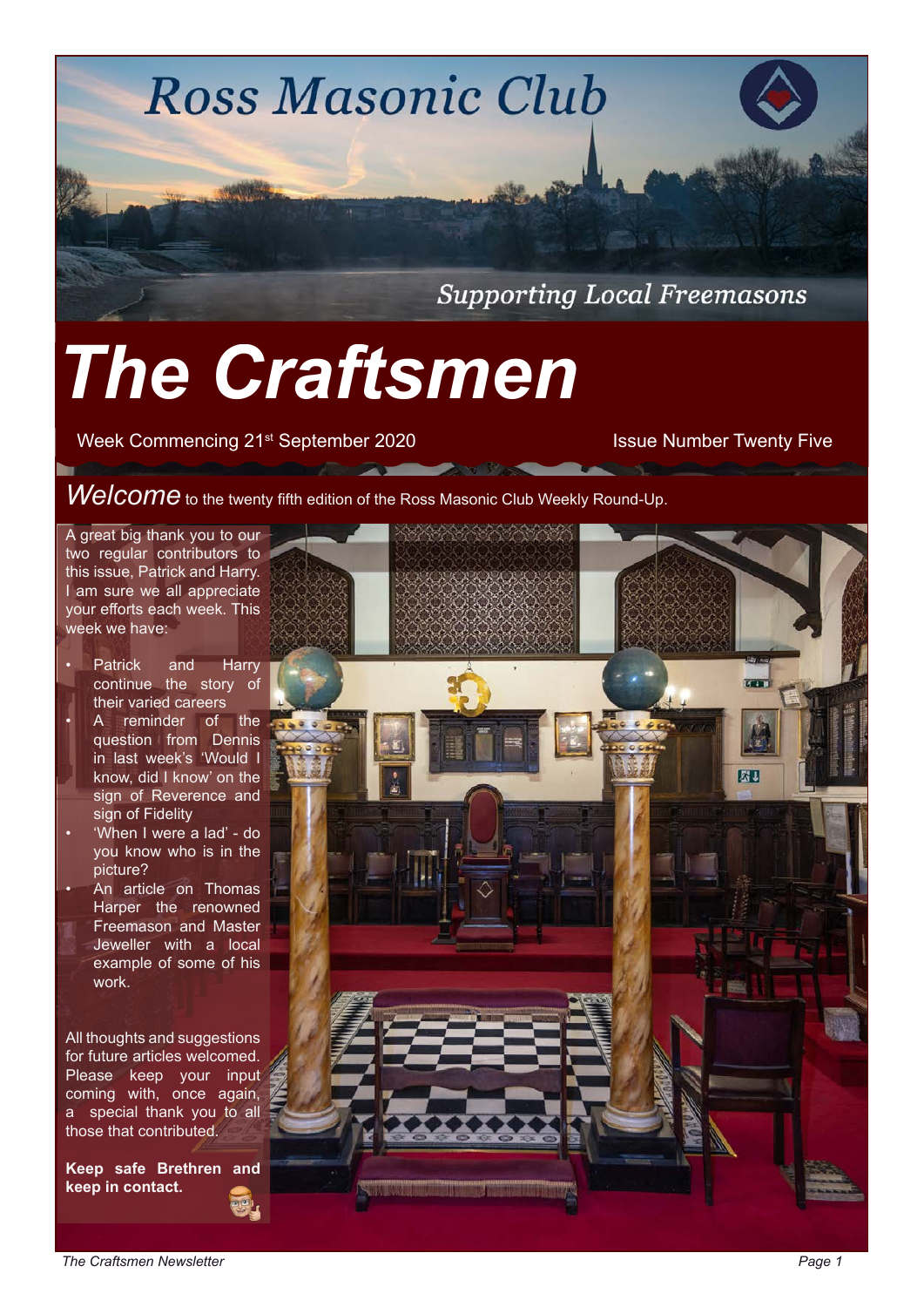# Ross Masonic Club

*Supporting Local Freemasons*

# *The Craftsmen*

Week Commencing 21st September 2020 — Issue Number Twenty Five

## *Welcome* to the twenty fifth edition of the Ross Masonic Club Weekly Round-Up.

A great big thank you to our two regular contributors to this issue, Patrick and Harry. I am sure we all appreciate your efforts each week. This week we have:

- Patrick and Harry continue the story of their varied careers
- A reminder of the question from Dennis in last week's 'Would I know, did I know' on the sign of Reverence and sign of Fidelity
- 'When I were a lad' - do you know who is in the picture?
- An article on Thomas Harper the renowned Freemason and Master Jeweller with a local example of some of his work.

All thoughts and suggestions for future articles welcomed. Please keep your input coming with, once again, a special thank you to all those that contributed.

**Keep safe Brethren and keep in contact.**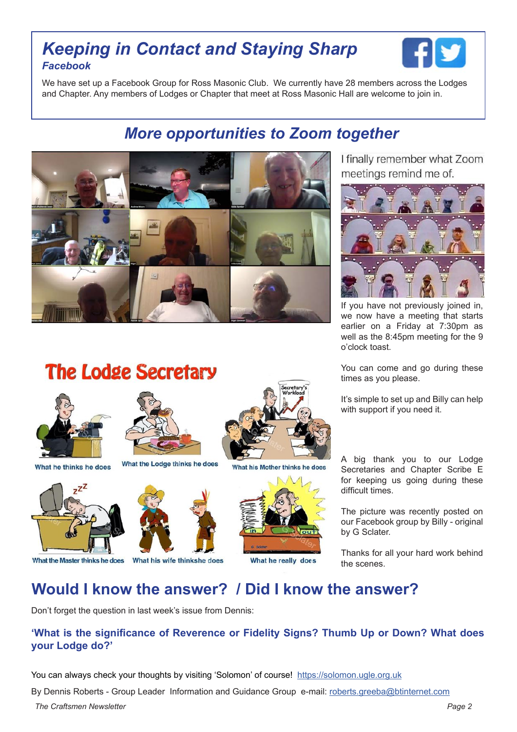## Keeping in Contact and Staying Sharp

### Facebook

We have set up a Facebook Group for Ross Masonic Club. We currently have 28 members across the Lodges and Chapter. Any members of Lodges or Chapter that meet at Ross Masonic Hall are welcome to join in.

## More opportunities to Zoom together

I finally remember what Zoom meetings remind me of.

If you have not previously joined in, we now have a meeting that starts earlier on a Friday at 7:30pm as well as the 8:45pm meeting for the 9 o'clock toast.

You can come and go during these times as you please.

It's simple to set up and Billy can help with support if you need it.

## The Lodge Secretary

What he thinks he does

What the Lodge thinks he does

What his Mother thinks he does

What the Master thinks he does

What his wife thinkshe does

What he really does

A big thank you to our Lodge Secretaries and Chapter Scribe E for keeping us going during these difficult times.

The picture was recently posted on our Facebook group by Billy - original by G Sclater.

Thanks for all your hard work behind the scenes.

## Would I know the answer? / Did I know the answer?

Don't forget the question in last week's issue from Dennis:

**'What is the significance of Reverence or Fidelity Signs? Thumb Up or Down? What does your Lodge do?'**

You can always check your thoughts by visiting 'Solomon' of course! https://solomon.ugle.org.uk

By Dennis Roberts - Group Leader Information and Guidance Group e-mail: roberts.greeba@btinternet.com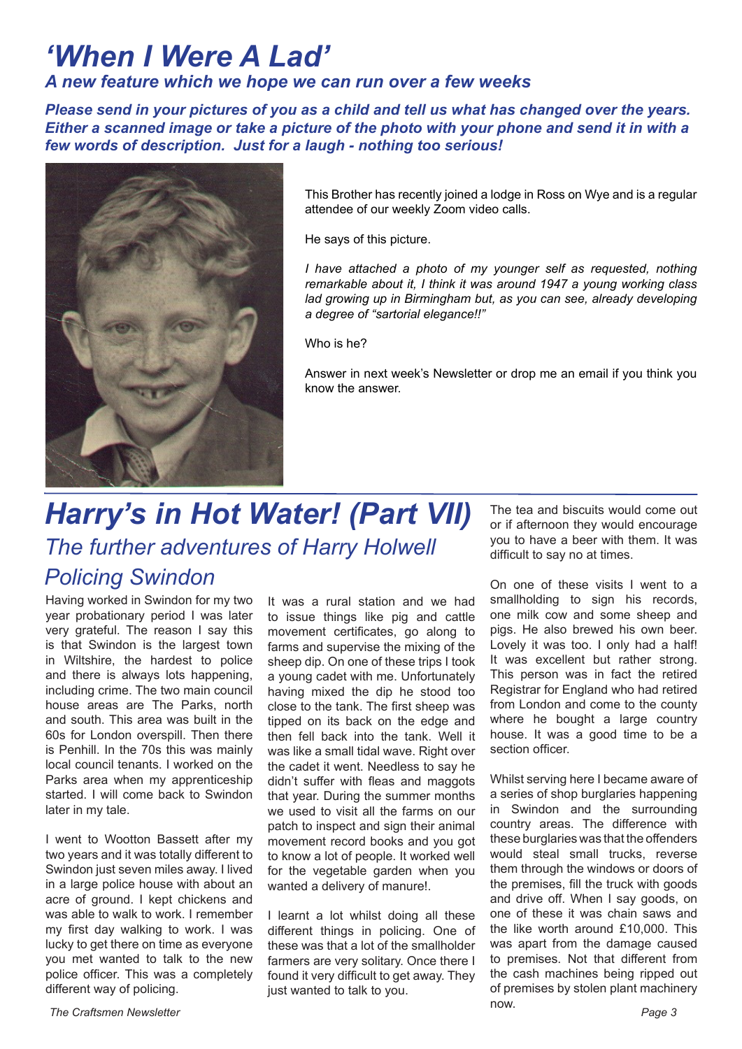# *'When I Were A Lad'*

### *A new feature which we hope we can run over a few weeks*

***Please send in your pictures of you as a child and tell us what has changed over the years. Either a scanned image or take a picture of the photo with your phone and send it in with a few words of description. Just for a laugh - nothing too serious!***

This Brother has recently joined a lodge in Ross on Wye and is a regular attendee of our weekly Zoom video calls.

He says of this picture.

*I have attached a photo of my younger self as requested, nothing remarkable about it, I think it was around 1947 a young working class lad growing up in Birmingham but, as you can see, already developing a degree of "sartorial elegance!!"*

Who is he?

Answer in next week's Newsletter or drop me an email if you think you know the answer.

# *Harry's in Hot Water! (Part VII)*

## *The further adventures of Harry Holwell*

## *Policing Swindon*

Having worked in Swindon for my two year probationary period I was later very grateful. The reason I say this is that Swindon is the largest town in Wiltshire, the hardest to police and there is always lots happening, including crime. The two main council house areas are The Parks, north and south. This area was built in the 60s for London overspill. Then there is Penhill. In the 70s this was mainly local council tenants. I worked on the Parks area when my apprenticeship started. I will come back to Swindon later in my tale.

I went to Wootton Bassett after my two years and it was totally different to Swindon just seven miles away. I lived in a large police house with about an acre of ground. I kept chickens and was able to walk to work. I remember my first day walking to work. I was lucky to get there on time as everyone you met wanted to talk to the new police officer. This was a completely different way of policing.

It was a rural station and we had to issue things like pig and cattle movement certificates, go along to farms and supervise the mixing of the sheep dip. On one of these trips I took a young cadet with me. Unfortunately having mixed the dip he stood too close to the tank. The first sheep was tipped on its back on the edge and then fell back into the tank. Well it was like a small tidal wave. Right over the cadet it went. Needless to say he didn't suffer with fleas and maggots that year. During the summer months we used to visit all the farms on our patch to inspect and sign their animal movement record books and you got to know a lot of people. It worked well for the vegetable garden when you wanted a delivery of manure!.

I learnt a lot whilst doing all these different things in policing. One of these was that a lot of the smallholder farmers are very solitary. Once there I found it very difficult to get away. They just wanted to talk to you.

The tea and biscuits would come out or if afternoon they would encourage you to have a beer with them. It was difficult to say no at times.

On one of these visits I went to a smallholding to sign his records, one milk cow and some sheep and pigs. He also brewed his own beer. Lovely it was too. I only had a half! It was excellent but rather strong. This person was in fact the retired Registrar for England who had retired from London and come to the county where he bought a large country house. It was a good time to be a section officer.

Whilst serving here I became aware of a series of shop burglaries happening in Swindon and the surrounding country areas. The difference with these burglaries was that the offenders would steal small trucks, reverse them through the windows or doors of the premises, fill the truck with goods and drive off. When I say goods, on one of these it was chain saws and the like worth around £10,000. This was apart from the damage caused to premises. Not that different from the cash machines being ripped out of premises by stolen plant machinery now.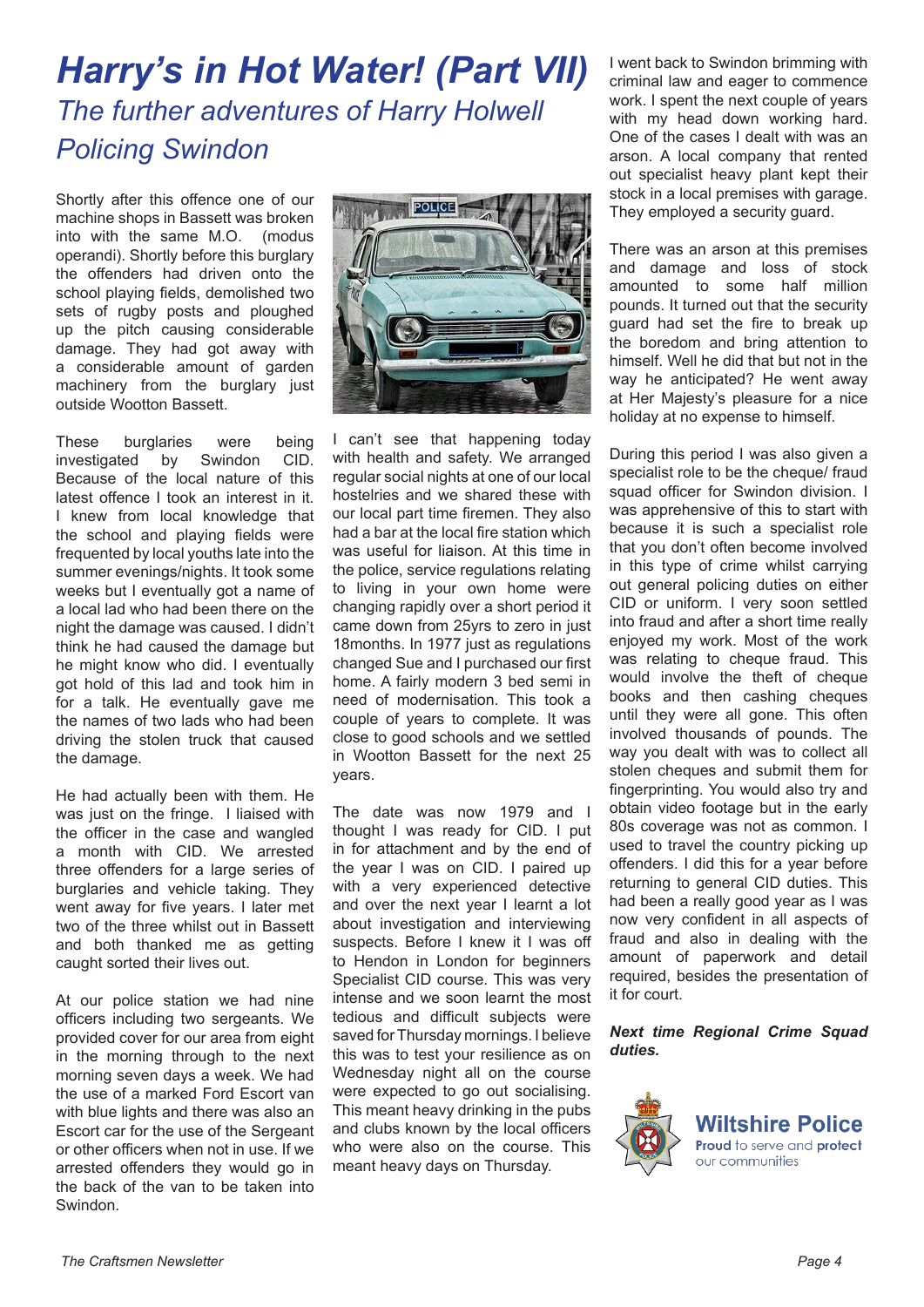# Harry's in Hot Water! (Part VII)

## *The further adventures of Harry Holwell Policing Swindon*

Shortly after this offence one of our machine shops in Bassett was broken into with the same M.O. (modus operandi). Shortly before this burglary the offenders had driven onto the school playing fields, demolished two sets of rugby posts and ploughed up the pitch causing considerable damage. They had got away with a considerable amount of garden machinery from the burglary just outside Wootton Bassett.

These burglaries were being investigated by Swindon CID. Because of the local nature of this latest offence I took an interest in it. I knew from local knowledge that the school and playing fields were frequented by local youths late into the summer evenings/nights. It took some weeks but I eventually got a name of a local lad who had been there on the night the damage was caused. I didn't think he had caused the damage but he might know who did. I eventually got hold of this lad and took him in for a talk. He eventually gave me the names of two lads who had been driving the stolen truck that caused the damage.

He had actually been with them. He was just on the fringe. I liaised with the officer in the case and wangled a month with CID. We arrested three offenders for a large series of burglaries and vehicle taking. They went away for five years. I later met two of the three whilst out in Bassett and both thanked me as getting caught sorted their lives out.

At our police station we had nine officers including two sergeants. We provided cover for our area from eight in the morning through to the next morning seven days a week. We had the use of a marked Ford Escort van with blue lights and there was also an Escort car for the use of the Sergeant or other officers when not in use. If we arrested offenders they would go in the back of the van to be taken into Swindon.

I can't see that happening today with health and safety. We arranged regular social nights at one of our local hostelries and we shared these with our local part time firemen. They also had a bar at the local fire station which was useful for liaison. At this time in the police, service regulations relating to living in your own home were changing rapidly over a short period it came down from 25yrs to zero in just 18months. In 1977 just as regulations changed Sue and I purchased our first home. A fairly modern 3 bed semi in need of modernisation. This took a couple of years to complete. It was close to good schools and we settled in Wootton Bassett for the next 25 years.

The date was now 1979 and I thought I was ready for CID. I put in for attachment and by the end of the year I was on CID. I paired up with a very experienced detective and over the next year I learnt a lot about investigation and interviewing suspects. Before I knew it I was off to Hendon in London for beginners Specialist CID course. This was very intense and we soon learnt the most tedious and difficult subjects were saved for Thursday mornings. I believe this was to test your resilience as on Wednesday night all on the course were expected to go out socialising. This meant heavy drinking in the pubs and clubs known by the local officers who were also on the course. This meant heavy days on Thursday.

I went back to Swindon brimming with criminal law and eager to commence work. I spent the next couple of years with my head down working hard. One of the cases I dealt with was an arson. A local company that rented out specialist heavy plant kept their stock in a local premises with garage. They employed a security guard.

There was an arson at this premises and damage and loss of stock amounted to some half million pounds. It turned out that the security guard had set the fire to break up the boredom and bring attention to himself. Well he did that but not in the way he anticipated? He went away at Her Majesty's pleasure for a nice holiday at no expense to himself.

During this period I was also given a specialist role to be the cheque/ fraud squad officer for Swindon division. I was apprehensive of this to start with because it is such a specialist role that you don't often become involved in this type of crime whilst carrying out general policing duties on either CID or uniform. I very soon settled into fraud and after a short time really enjoyed my work. Most of the work was relating to cheque fraud. This would involve the theft of cheque books and then cashing cheques until they were all gone. This often involved thousands of pounds. The way you dealt with was to collect all stolen cheques and submit them for fingerprinting. You would also try and obtain video footage but in the early 80s coverage was not as common. I used to travel the country picking up offenders. I did this for a year before returning to general CID duties. This had been a really good year as I was now very confident in all aspects of fraud and also in dealing with the amount of paperwork and detail required, besides the presentation of it for court.

***Next time Regional Crime Squad duties.***

**Wiltshire Police**
Proud to serve and protect our communities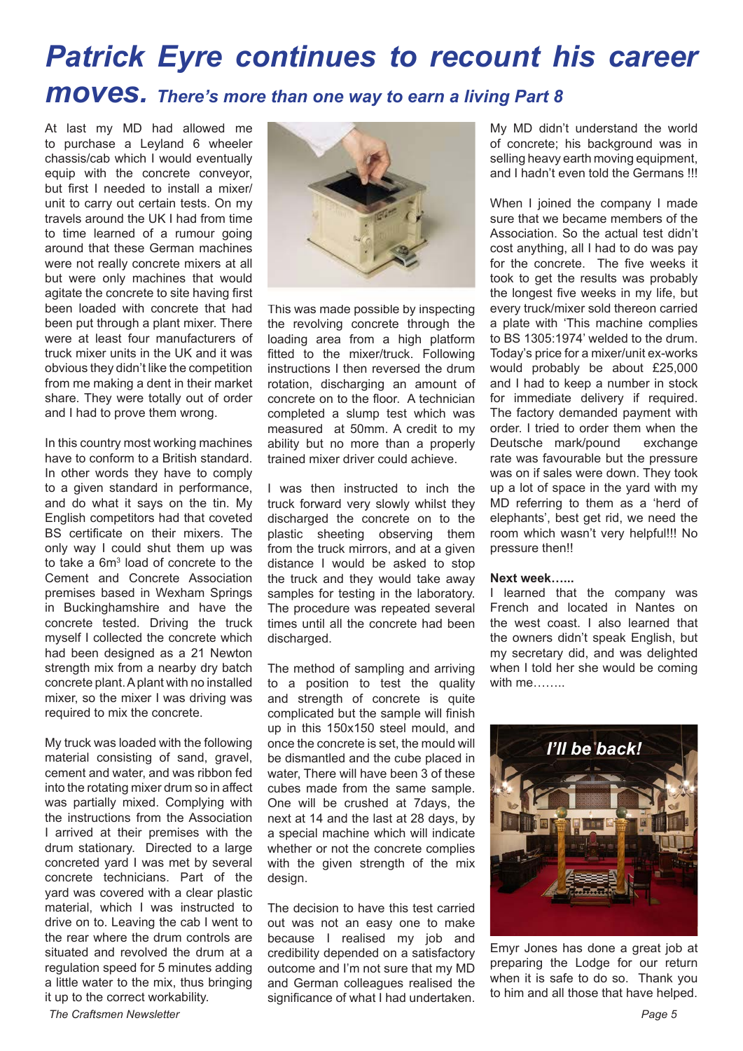# Patrick Eyre continues to recount his career moves. *There's more than one way to earn a living Part 8*

At last my MD had allowed me to purchase a Leyland 6 wheeler chassis/cab which I would eventually equip with the concrete conveyor, but first I needed to install a mixer/unit to carry out certain tests. On my travels around the UK I had from time to time learned of a rumour going around that these German machines were not really concrete mixers at all but were only machines that would agitate the concrete to site having first been loaded with concrete that had been put through a plant mixer. There were at least four manufacturers of truck mixer units in the UK and it was obvious they didn't like the competition from me making a dent in their market share. They were totally out of order and I had to prove them wrong.

In this country most working machines have to conform to a British standard. In other words they have to comply to a given standard in performance, and do what it says on the tin. My English competitors had that coveted BS certificate on their mixers. The only way I could shut them up was to take a 6m$^3$ load of concrete to the Cement and Concrete Association premises based in Wexham Springs in Buckinghamshire and have the concrete tested. Driving the truck myself I collected the concrete which had been designed as a 21 Newton strength mix from a nearby dry batch concrete plant. A plant with no installed mixer, so the mixer I was driving was required to mix the concrete.

My truck was loaded with the following material consisting of sand, gravel, cement and water, and was ribbon fed into the rotating mixer drum so in affect was partially mixed. Complying with the instructions from the Association I arrived at their premises with the drum stationary. Directed to a large concreted yard I was met by several concrete technicians. Part of the yard was covered with a clear plastic material, which I was instructed to drive on to. Leaving the cab I went to the rear where the drum controls are situated and revolved the drum at a regulation speed for 5 minutes adding a little water to the mix, thus bringing it up to the correct workability.

This was made possible by inspecting the revolving concrete through the loading area from a high platform fitted to the mixer/truck. Following instructions I then reversed the drum rotation, discharging an amount of concrete on to the floor. A technician completed a slump test which was measured at 50mm. A credit to my ability but no more than a properly trained mixer driver could achieve.

I was then instructed to inch the truck forward very slowly whilst they discharged the concrete on to the plastic sheeting observing them from the truck mirrors, and at a given distance I would be asked to stop the truck and they would take away samples for testing in the laboratory. The procedure was repeated several times until all the concrete had been discharged.

The method of sampling and arriving to a position to test the quality and strength of concrete is quite complicated but the sample will finish up in this 150x150 steel mould, and once the concrete is set, the mould will be dismantled and the cube placed in water, There will have been 3 of these cubes made from the same sample. One will be crushed at 7days, the next at 14 and the last at 28 days, by a special machine which will indicate whether or not the concrete complies with the given strength of the mix design.

The decision to have this test carried out was not an easy one to make because I realised my job and credibility depended on a satisfactory outcome and I'm not sure that my MD and German colleagues realised the significance of what I had undertaken.

My MD didn't understand the world of concrete; his background was in selling heavy earth moving equipment, and I hadn't even told the Germans !!!

When I joined the company I made sure that we became members of the Association. So the actual test didn't cost anything, all I had to do was pay for the concrete. The five weeks it took to get the results was probably the longest five weeks in my life, but every truck/mixer sold thereon carried a plate with 'This machine complies to BS 1305:1974' welded to the drum. Today's price for a mixer/unit ex-works would probably be about £25,000 and I had to keep a number in stock for immediate delivery if required. The factory demanded payment with order. I tried to order them when the Deutsche mark/pound exchange rate was favourable but the pressure was on if sales were down. They took up a lot of space in the yard with my MD referring to them as a 'herd of elephants', best get rid, we need the room which wasn't very helpful!!! No pressure then!!

**Next week…...**

I learned that the company was French and located in Nantes on the west coast. I also learned that the owners didn't speak English, but my secretary did, and was delighted when I told her she would be coming with me……..

*I'll be back!*

Emyr Jones has done a great job at preparing the Lodge for our return when it is safe to do so. Thank you to him and all those that have helped.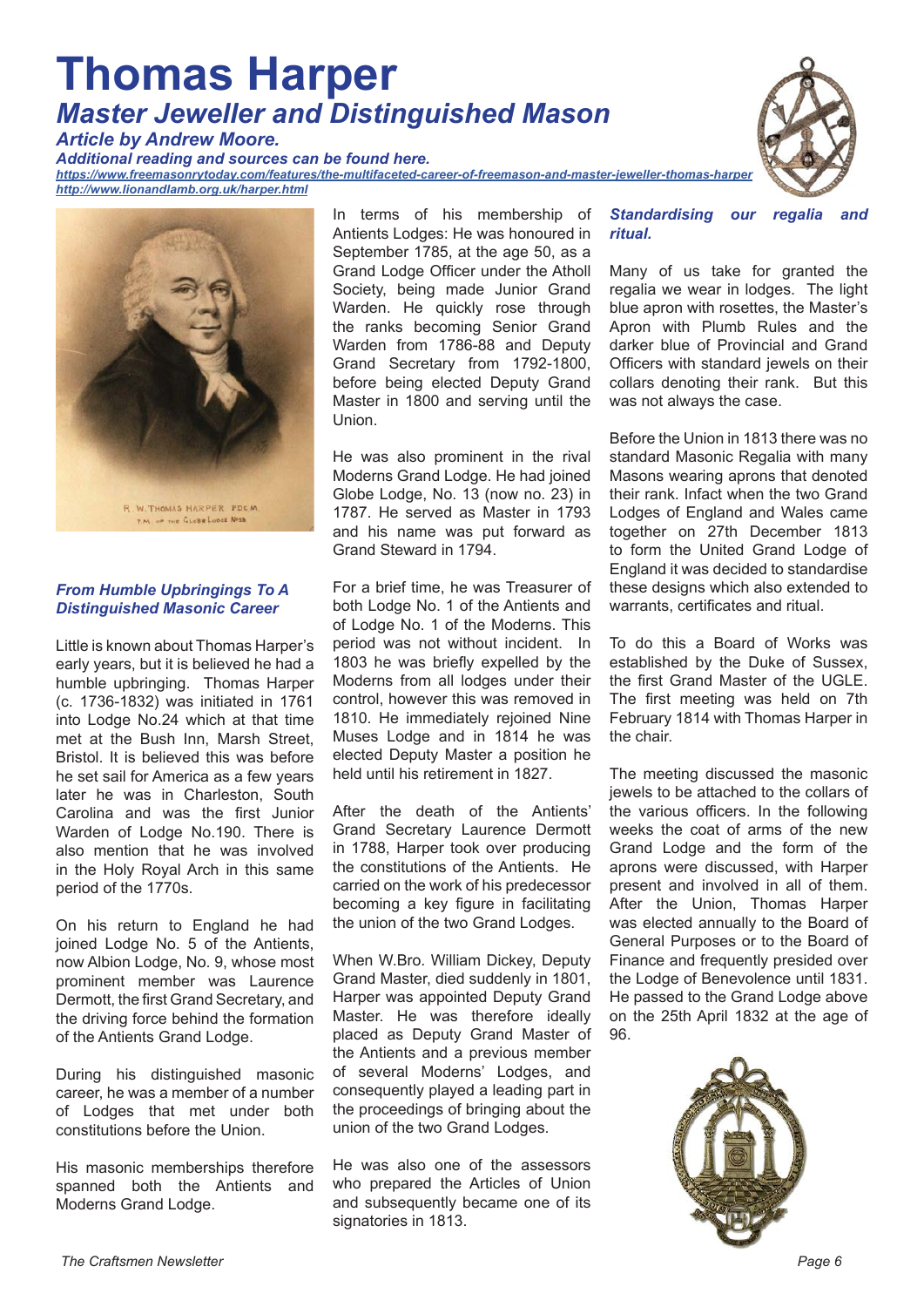# Thomas Harper

## *Master Jeweller and Distinguished Mason*

***Article by Andrew Moore.***

***Additional reading and sources can be found here.***

***https://www.freemasonrytoday.com/features/the-multifaceted-career-of-freemason-and-master-jeweller-thomas-harper***

***http://www.lionandlamb.org.uk/harper.html***

R. W. THOMAS HARPER PDGM. P.M. OF THE GLOBE LODGE No. 23

### *From Humble Upbringings To A Distinguished Masonic Career*

Little is known about Thomas Harper's early years, but it is believed he had a humble upbringing. Thomas Harper (c. 1736-1832) was initiated in 1761 into Lodge No.24 which at that time met at the Bush Inn, Marsh Street, Bristol. It is believed this was before he set sail for America as a few years later he was in Charleston, South Carolina and was the first Junior Warden of Lodge No.190. There is also mention that he was involved in the Holy Royal Arch in this same period of the 1770s.

On his return to England he had joined Lodge No. 5 of the Antients, now Albion Lodge, No. 9, whose most prominent member was Laurence Dermott, the first Grand Secretary, and the driving force behind the formation of the Antients Grand Lodge.

During his distinguished masonic career, he was a member of a number of Lodges that met under both constitutions before the Union.

His masonic memberships therefore spanned both the Antients and Moderns Grand Lodge.

In terms of his membership of Antients Lodges: He was honoured in September 1785, at the age 50, as a Grand Lodge Officer under the Atholl Society, being made Junior Grand Warden. He quickly rose through the ranks becoming Senior Grand Warden from 1786-88 and Deputy Grand Secretary from 1792-1800, before being elected Deputy Grand Master in 1800 and serving until the Union.

He was also prominent in the rival Moderns Grand Lodge. He had joined Globe Lodge, No. 13 (now no. 23) in 1787. He served as Master in 1793 and his name was put forward as Grand Steward in 1794.

For a brief time, he was Treasurer of both Lodge No. 1 of the Antients and of Lodge No. 1 of the Moderns. This period was not without incident. In 1803 he was briefly expelled by the Moderns from all lodges under their control, however this was removed in 1810. He immediately rejoined Nine Muses Lodge and in 1814 he was elected Deputy Master a position he held until his retirement in 1827.

After the death of the Antients' Grand Secretary Laurence Dermott in 1788, Harper took over producing the constitutions of the Antients. He carried on the work of his predecessor becoming a key figure in facilitating the union of the two Grand Lodges.

When W.Bro. William Dickey, Deputy Grand Master, died suddenly in 1801, Harper was appointed Deputy Grand Master. He was therefore ideally placed as Deputy Grand Master of the Antients and a previous member of several Moderns' Lodges, and consequently played a leading part in the proceedings of bringing about the union of the two Grand Lodges.

He was also one of the assessors who prepared the Articles of Union and subsequently became one of its signatories in 1813.

### *Standardising our regalia and ritual.*

Many of us take for granted the regalia we wear in lodges. The light blue apron with rosettes, the Master's Apron with Plumb Rules and the darker blue of Provincial and Grand Officers with standard jewels on their collars denoting their rank. But this was not always the case.

Before the Union in 1813 there was no standard Masonic Regalia with many Masons wearing aprons that denoted their rank. Infact when the two Grand Lodges of England and Wales came together on 27th December 1813 to form the United Grand Lodge of England it was decided to standardise these designs which also extended to warrants, certificates and ritual.

To do this a Board of Works was established by the Duke of Sussex, the first Grand Master of the UGLE. The first meeting was held on 7th February 1814 with Thomas Harper in the chair.

The meeting discussed the masonic jewels to be attached to the collars of the various officers. In the following weeks the coat of arms of the new Grand Lodge and the form of the aprons were discussed, with Harper present and involved in all of them. After the Union, Thomas Harper was elected annually to the Board of General Purposes or to the Board of Finance and frequently presided over the Lodge of Benevolence until 1831. He passed to the Grand Lodge above on the 25th April 1832 at the age of 96.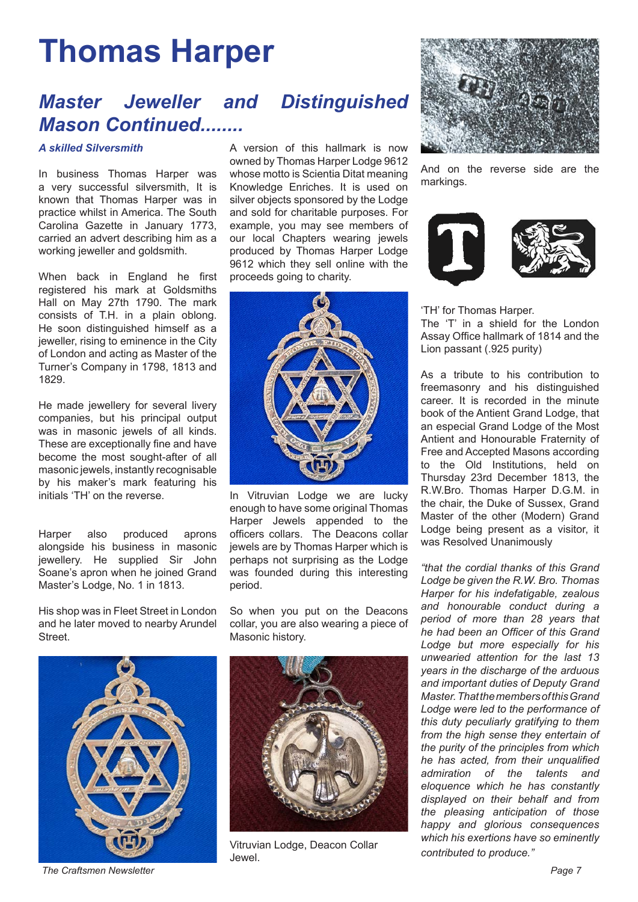# Thomas Harper

## *Master Jeweller and Distinguished Mason Continued........*

### *A skilled Silversmith*

In business Thomas Harper was a very successful silversmith, It is known that Thomas Harper was in practice whilst in America. The South Carolina Gazette in January 1773, carried an advert describing him as a working jeweller and goldsmith.

When back in England he first registered his mark at Goldsmiths Hall on May 27th 1790. The mark consists of T.H. in a plain oblong. He soon distinguished himself as a jeweller, rising to eminence in the City of London and acting as Master of the Turner's Company in 1798, 1813 and 1829.

He made jewellery for several livery companies, but his principal output was in masonic jewels of all kinds. These are exceptionally fine and have become the most sought-after of all masonic jewels, instantly recognisable by his maker's mark featuring his initials 'TH' on the reverse.

Harper also produced aprons alongside his business in masonic jewellery. He supplied Sir John Soane's apron when he joined Grand Master's Lodge, No. 1 in 1813.

His shop was in Fleet Street in London and he later moved to nearby Arundel Street.

A version of this hallmark is now owned by Thomas Harper Lodge 9612 whose motto is Scientia Ditat meaning Knowledge Enriches. It is used on silver objects sponsored by the Lodge and sold for charitable purposes. For example, you may see members of our local Chapters wearing jewels produced by Thomas Harper Lodge 9612 which they sell online with the proceeds going to charity.

In Vitruvian Lodge we are lucky enough to have some original Thomas Harper Jewels appended to the officers collars. The Deacons collar jewels are by Thomas Harper which is perhaps not surprising as the Lodge was founded during this interesting period.

So when you put on the Deacons collar, you are also wearing a piece of Masonic history.

Vitruvian Lodge, Deacon Collar Jewel.

And on the reverse side are the markings.

'TH' for Thomas Harper.
The 'T' in a shield for the London Assay Office hallmark of 1814 and the Lion passant (.925 purity)

As a tribute to his contribution to freemasonry and his distinguished career. It is recorded in the minute book of the Antient Grand Lodge, that an especial Grand Lodge of the Most Antient and Honourable Fraternity of Free and Accepted Masons according to the Old Institutions, held on Thursday 23rd December 1813, the R.W.Bro. Thomas Harper D.G.M. in the chair, the Duke of Sussex, Grand Master of the other (Modern) Grand Lodge being present as a visitor, it was Resolved Unanimously

*"that the cordial thanks of this Grand Lodge be given the R.W. Bro. Thomas Harper for his indefatigable, zealous and honourable conduct during a period of more than 28 years that he had been an Officer of this Grand Lodge but more especially for his unwearied attention for the last 13 years in the discharge of the arduous and important duties of Deputy Grand Master. That the members of this Grand Lodge were led to the performance of this duty peculiarly gratifying to them from the high sense they entertain of the purity of the principles from which he has acted, from their unqualified admiration of the talents and eloquence which he has constantly displayed on their behalf and from the pleasing anticipation of those happy and glorious consequences which his exertions have so eminently contributed to produce."*